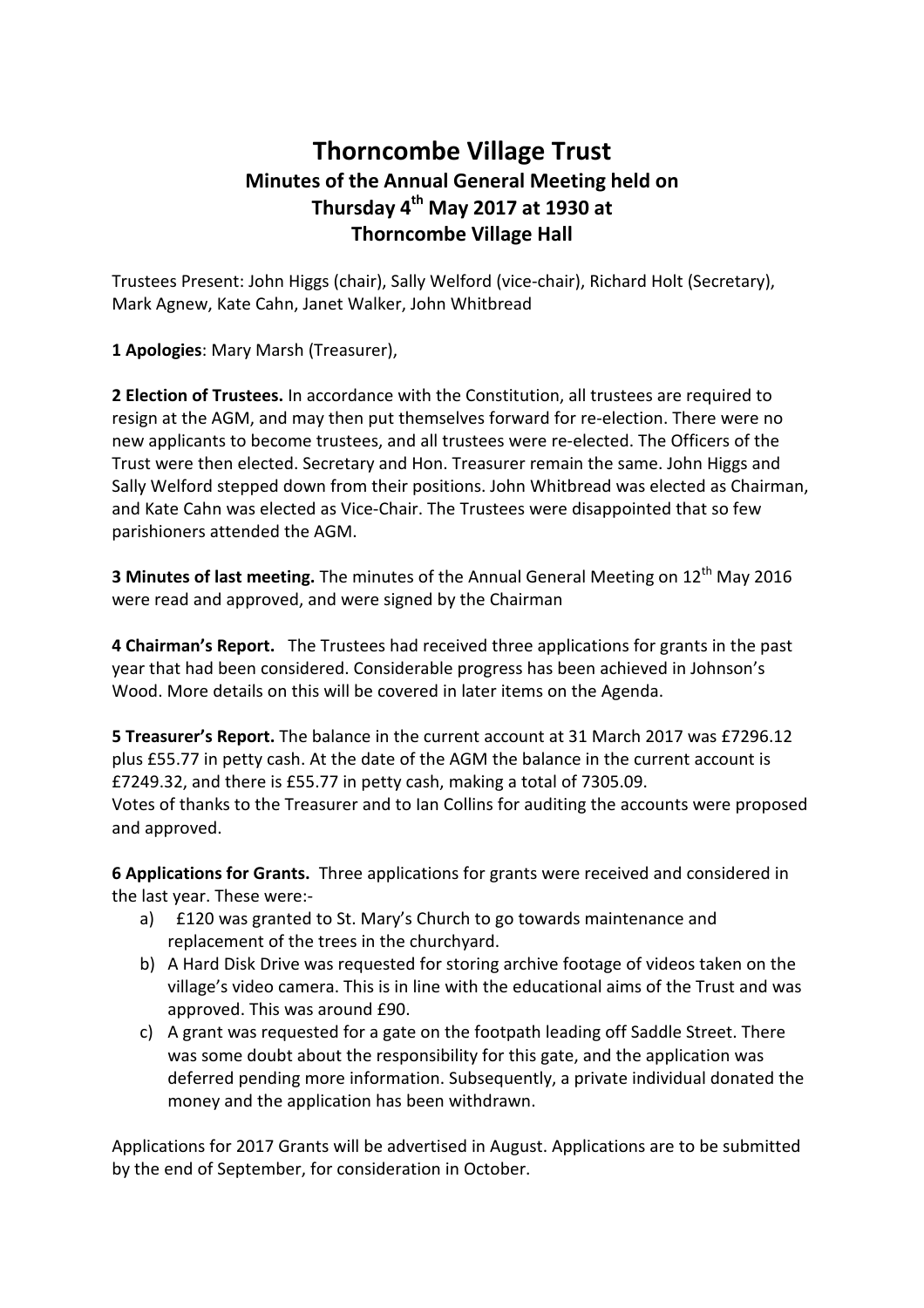# Thorncombe Village Trust

## Minutes of the Annual General Meeting held on Thursday 4th May 2017 at 1930 at Thorncombe Village Hall

Trustees Present: John Higgs (chair), Sally Welford (vice-chair), Richard Holt (Secretary), Mark Agnew, Kate Cahn, Janet Walker, John Whitbread

**1 Apologies**: Mary Marsh (Treasurer),

**2 Election of Trustees.** In accordance with the Constitution, all trustees are required to resign at the AGM, and may then put themselves forward for re-election. There were no new applicants to become trustees, and all trustees were re-elected. The Officers of the Trust were then elected. Secretary and Hon. Treasurer remain the same. John Higgs and Sally Welford stepped down from their positions. John Whitbread was elected as Chairman, and Kate Cahn was elected as Vice-Chair. The Trustees were disappointed that so few parishioners attended the AGM.

**3 Minutes of last meeting.** The minutes of the Annual General Meeting on 12th May 2016 were read and approved, and were signed by the Chairman

**4 Chairman's Report.** The Trustees had received three applications for grants in the past year that had been considered. Considerable progress has been achieved in Johnson's Wood. More details on this will be covered in later items on the Agenda.

**5 Treasurer's Report.** The balance in the current account at 31 March 2017 was £7296.12 plus £55.77 in petty cash. At the date of the AGM the balance in the current account is £7249.32, and there is £55.77 in petty cash, making a total of 7305.09.
Votes of thanks to the Treasurer and to Ian Collins for auditing the accounts were proposed and approved.

**6 Applications for Grants.** Three applications for grants were received and considered in the last year. These were:-

a) £120 was granted to St. Mary's Church to go towards maintenance and replacement of the trees in the churchyard.
b) A Hard Disk Drive was requested for storing archive footage of videos taken on the village's video camera. This is in line with the educational aims of the Trust and was approved. This was around £90.
c) A grant was requested for a gate on the footpath leading off Saddle Street. There was some doubt about the responsibility for this gate, and the application was deferred pending more information. Subsequently, a private individual donated the money and the application has been withdrawn.

Applications for 2017 Grants will be advertised in August. Applications are to be submitted by the end of September, for consideration in October.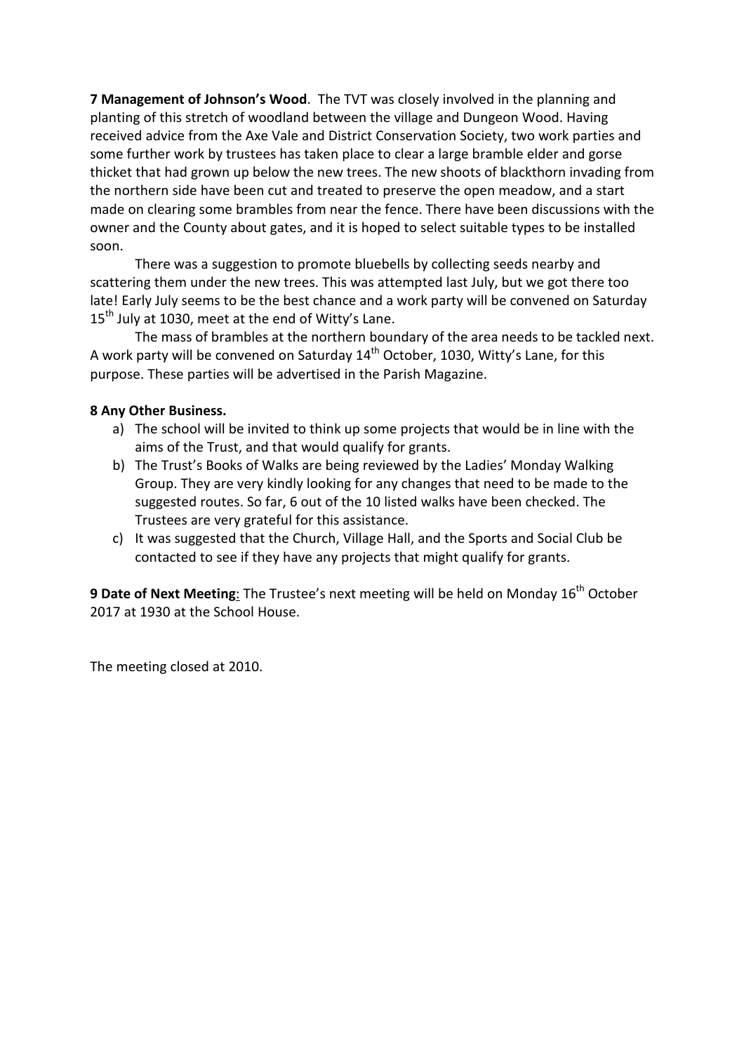**7 Management of Johnson's Wood**. The TVT was closely involved in the planning and planting of this stretch of woodland between the village and Dungeon Wood. Having received advice from the Axe Vale and District Conservation Society, two work parties and some further work by trustees has taken place to clear a large bramble elder and gorse thicket that had grown up below the new trees. The new shoots of blackthorn invading from the northern side have been cut and treated to preserve the open meadow, and a start made on clearing some brambles from near the fence. There have been discussions with the owner and the County about gates, and it is hoped to select suitable types to be installed soon.

There was a suggestion to promote bluebells by collecting seeds nearby and scattering them under the new trees. This was attempted last July, but we got there too late! Early July seems to be the best chance and a work party will be convened on Saturday 15th July at 1030, meet at the end of Witty's Lane.

The mass of brambles at the northern boundary of the area needs to be tackled next. A work party will be convened on Saturday 14th October, 1030, Witty's Lane, for this purpose. These parties will be advertised in the Parish Magazine.

**8 Any Other Business.**

a) The school will be invited to think up some projects that would be in line with the aims of the Trust, and that would qualify for grants.
b) The Trust's Books of Walks are being reviewed by the Ladies' Monday Walking Group. They are very kindly looking for any changes that need to be made to the suggested routes. So far, 6 out of the 10 listed walks have been checked. The Trustees are very grateful for this assistance.
c) It was suggested that the Church, Village Hall, and the Sports and Social Club be contacted to see if they have any projects that might qualify for grants.

**9 Date of Next Meeting**: The Trustee's next meeting will be held on Monday 16th October 2017 at 1930 at the School House.

The meeting closed at 2010.